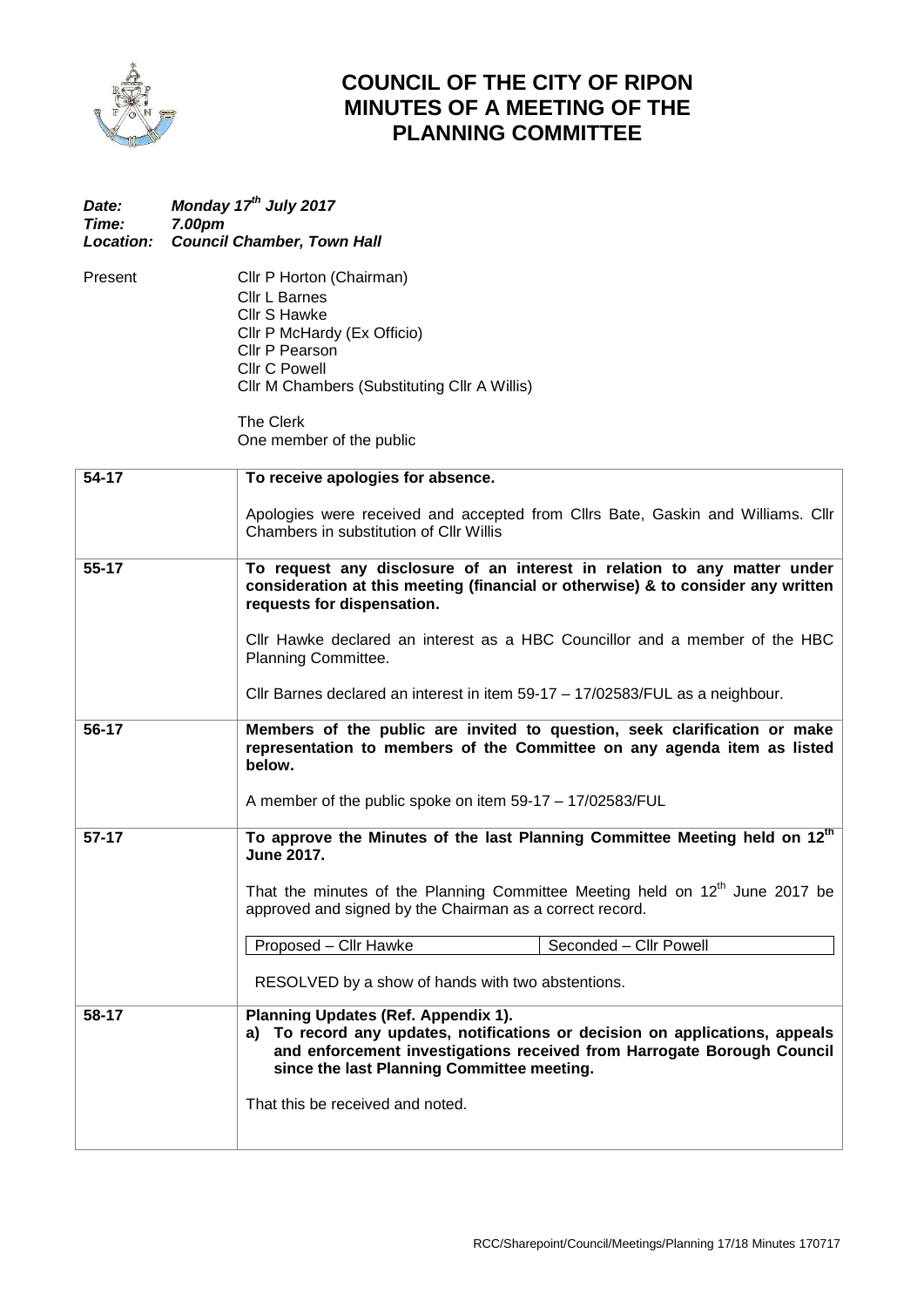# COUNCIL OF THE CITY OF RIPON
# MINUTES OF A MEETING OF THE
# PLANNING COMMITTEE

***Date:*** ***Monday 17th July 2017***
***Time:*** ***7.00pm***
***Location:*** ***Council Chamber, Town Hall***

Present
Cllr P Horton (Chairman)
Cllr L Barnes
Cllr S Hawke
Cllr P McHardy (Ex Officio)
Cllr P Pearson
Cllr C Powell
Cllr M Chambers (Substituting Cllr A Willis)

The Clerk
One member of the public

| | |
|---|---|
| 54-17 | **To receive apologies for absence.**<br><br>Apologies were received and accepted from Cllrs Bate, Gaskin and Williams. Cllr Chambers in substitution of Cllr Willis |
| 55-17 | **To request any disclosure of an interest in relation to any matter under consideration at this meeting (financial or otherwise) & to consider any written requests for dispensation.**<br><br>Cllr Hawke declared an interest as a HBC Councillor and a member of the HBC Planning Committee.<br><br>Cllr Barnes declared an interest in item 59-17 – 17/02583/FUL as a neighbour. |
| 56-17 | **Members of the public are invited to question, seek clarification or make representation to members of the Committee on any agenda item as listed below.**<br><br>A member of the public spoke on item 59-17 – 17/02583/FUL |
| 57-17 | **To approve the Minutes of the last Planning Committee Meeting held on 12th June 2017.**<br><br>That the minutes of the Planning Committee Meeting held on 12th June 2017 be approved and signed by the Chairman as a correct record.<br><br>Proposed – Cllr Hawke / Seconded – Cllr Powell<br><br>RESOLVED by a show of hands with two abstentions. |
| 58-17 | **Planning Updates (Ref. Appendix 1).**<br>**a) To record any updates, notifications or decision on applications, appeals and enforcement investigations received from Harrogate Borough Council since the last Planning Committee meeting.**<br><br>That this be received and noted. |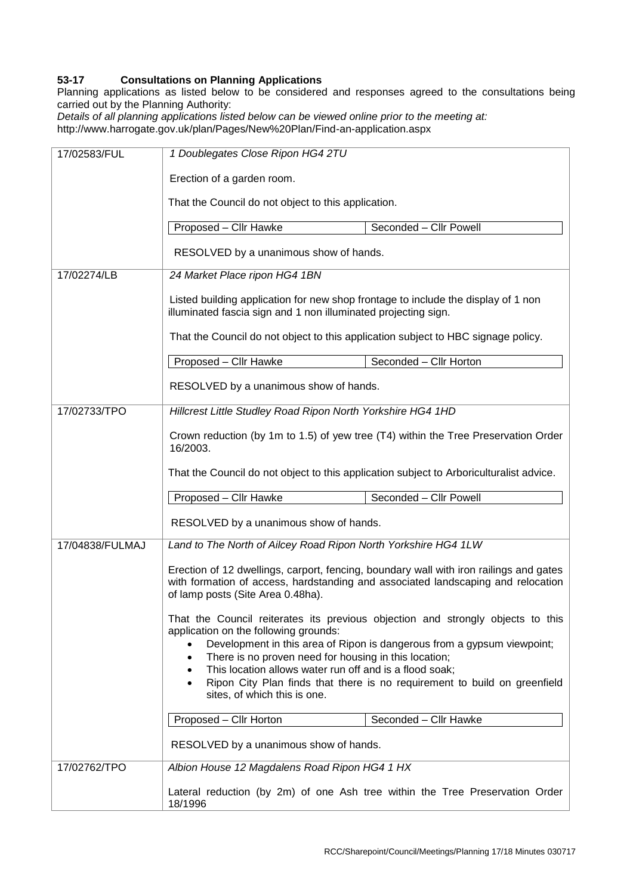**53-17 Consultations on Planning Applications**

Planning applications as listed below to be considered and responses agreed to the consultations being carried out by the Planning Authority:

*Details of all planning applications listed below can be viewed online prior to the meeting at:*
http://www.harrogate.gov.uk/plan/Pages/New%20Plan/Find-an-application.aspx

| | |
|---|---|
| 17/02583/FUL | *1 Doublegates Close Ripon HG4 2TU*<br><br>Erection of a garden room.<br><br>That the Council do not object to this application.<br><br>Proposed – Cllr Hawke / Seconded – Cllr Powell<br><br>RESOLVED by a unanimous show of hands. |
| 17/02274/LB | *24 Market Place ripon HG4 1BN*<br><br>Listed building application for new shop frontage to include the display of 1 non illuminated fascia sign and 1 non illuminated projecting sign.<br><br>That the Council do not object to this application subject to HBC signage policy.<br><br>Proposed – Cllr Hawke / Seconded – Cllr Horton<br><br>RESOLVED by a unanimous show of hands. |
| 17/02733/TPO | *Hillcrest Little Studley Road Ripon North Yorkshire HG4 1HD*<br><br>Crown reduction (by 1m to 1.5) of yew tree (T4) within the Tree Preservation Order 16/2003.<br><br>That the Council do not object to this application subject to Arboriculturalist advice.<br><br>Proposed – Cllr Hawke / Seconded – Cllr Powell<br><br>RESOLVED by a unanimous show of hands. |
| 17/04838/FULMAJ | *Land to The North of Ailcey Road Ripon North Yorkshire HG4 1LW*<br><br>Erection of 12 dwellings, carport, fencing, boundary wall with iron railings and gates with formation of access, hardstanding and associated landscaping and relocation of lamp posts (Site Area 0.48ha).<br><br>That the Council reiterates its previous objection and strongly objects to this application on the following grounds:<br>• Development in this area of Ripon is dangerous from a gypsum viewpoint;<br>• There is no proven need for housing in this location;<br>• This location allows water run off and is a flood soak;<br>• Ripon City Plan finds that there is no requirement to build on greenfield sites, of which this is one.<br><br>Proposed – Cllr Horton / Seconded – Cllr Hawke<br><br>RESOLVED by a unanimous show of hands. |
| 17/02762/TPO | *Albion House 12 Magdalens Road Ripon HG4 1 HX*<br><br>Lateral reduction (by 2m) of one Ash tree within the Tree Preservation Order 18/1996 |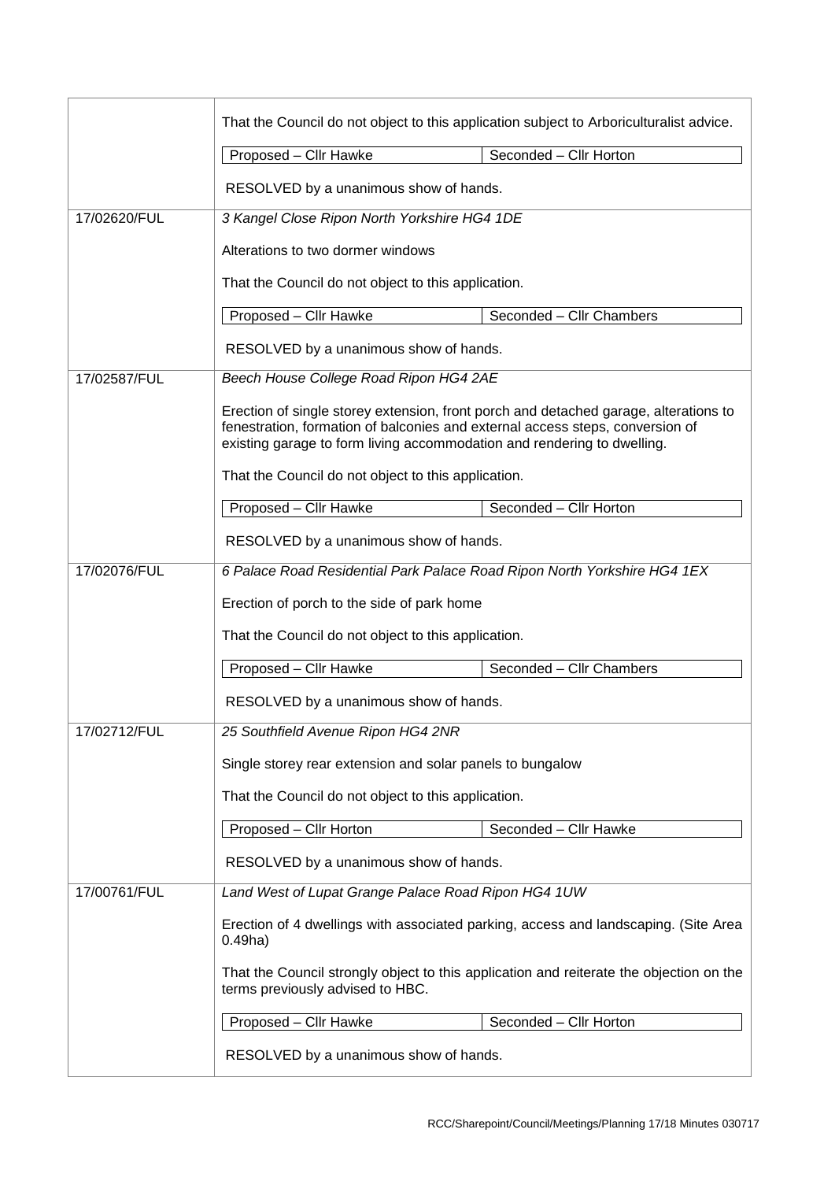| | |
|---|---|
| | That the Council do not object to this application subject to Arboriculturalist advice.<br><br>Proposed – Cllr Hawke / Seconded – Cllr Horton<br><br>RESOLVED by a unanimous show of hands. |
| 17/02620/FUL | *3 Kangel Close Ripon North Yorkshire HG4 1DE*<br><br>Alterations to two dormer windows<br><br>That the Council do not object to this application.<br><br>Proposed – Cllr Hawke / Seconded – Cllr Chambers<br><br>RESOLVED by a unanimous show of hands. |
| 17/02587/FUL | *Beech House College Road Ripon HG4 2AE*<br><br>Erection of single storey extension, front porch and detached garage, alterations to fenestration, formation of balconies and external access steps, conversion of existing garage to form living accommodation and rendering to dwelling.<br><br>That the Council do not object to this application.<br><br>Proposed – Cllr Hawke / Seconded – Cllr Horton<br><br>RESOLVED by a unanimous show of hands. |
| 17/02076/FUL | *6 Palace Road Residential Park Palace Road Ripon North Yorkshire HG4 1EX*<br><br>Erection of porch to the side of park home<br><br>That the Council do not object to this application.<br><br>Proposed – Cllr Hawke / Seconded – Cllr Chambers<br><br>RESOLVED by a unanimous show of hands. |
| 17/02712/FUL | *25 Southfield Avenue Ripon HG4 2NR*<br><br>Single storey rear extension and solar panels to bungalow<br><br>That the Council do not object to this application.<br><br>Proposed – Cllr Horton / Seconded – Cllr Hawke<br><br>RESOLVED by a unanimous show of hands. |
| 17/00761/FUL | *Land West of Lupat Grange Palace Road Ripon HG4 1UW*<br><br>Erection of 4 dwellings with associated parking, access and landscaping. (Site Area 0.49ha)<br><br>That the Council strongly object to this application and reiterate the objection on the terms previously advised to HBC.<br><br>Proposed – Cllr Hawke / Seconded – Cllr Horton<br><br>RESOLVED by a unanimous show of hands. |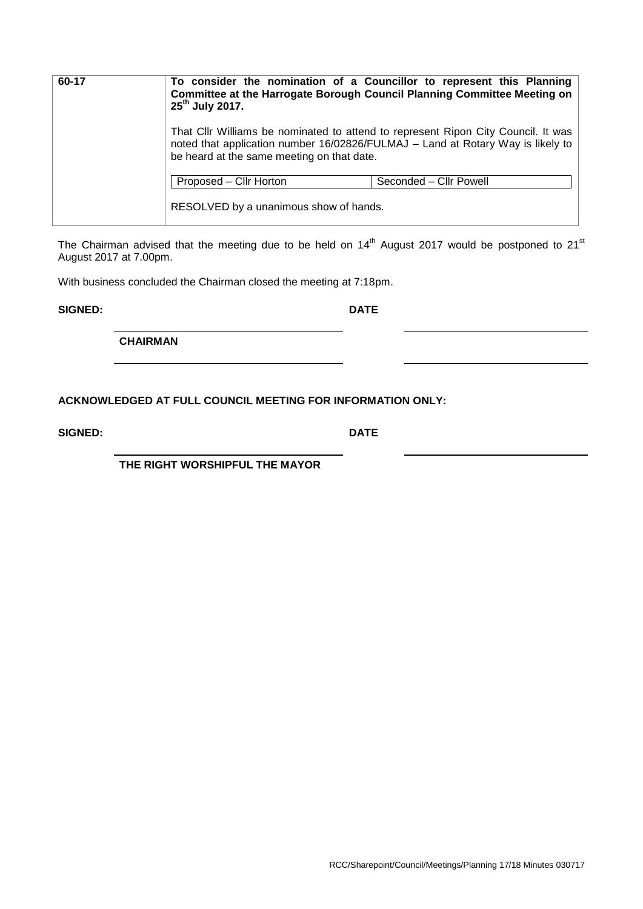| | |
|---|---|
| 60-17 | **To consider the nomination of a Councillor to represent this Planning Committee at the Harrogate Borough Council Planning Committee Meeting on 25th July 2017.**<br><br>That Cllr Williams be nominated to attend to represent Ripon City Council. It was noted that application number 16/02826/FULMAJ – Land at Rotary Way is likely to be heard at the same meeting on that date.<br><br>Proposed – Cllr Horton / Seconded – Cllr Powell<br><br>RESOLVED by a unanimous show of hands. |

The Chairman advised that the meeting due to be held on 14th August 2017 would be postponed to 21st August 2017 at 7.00pm.

With business concluded the Chairman closed the meeting at 7:18pm.

**SIGNED:** **DATE**

**CHAIRMAN**

**ACKNOWLEDGED AT FULL COUNCIL MEETING FOR INFORMATION ONLY:**

**SIGNED:** **DATE**

**THE RIGHT WORSHIPFUL THE MAYOR**

RCC/Sharepoint/Council/Meetings/Planning 17/18 Minutes 030717